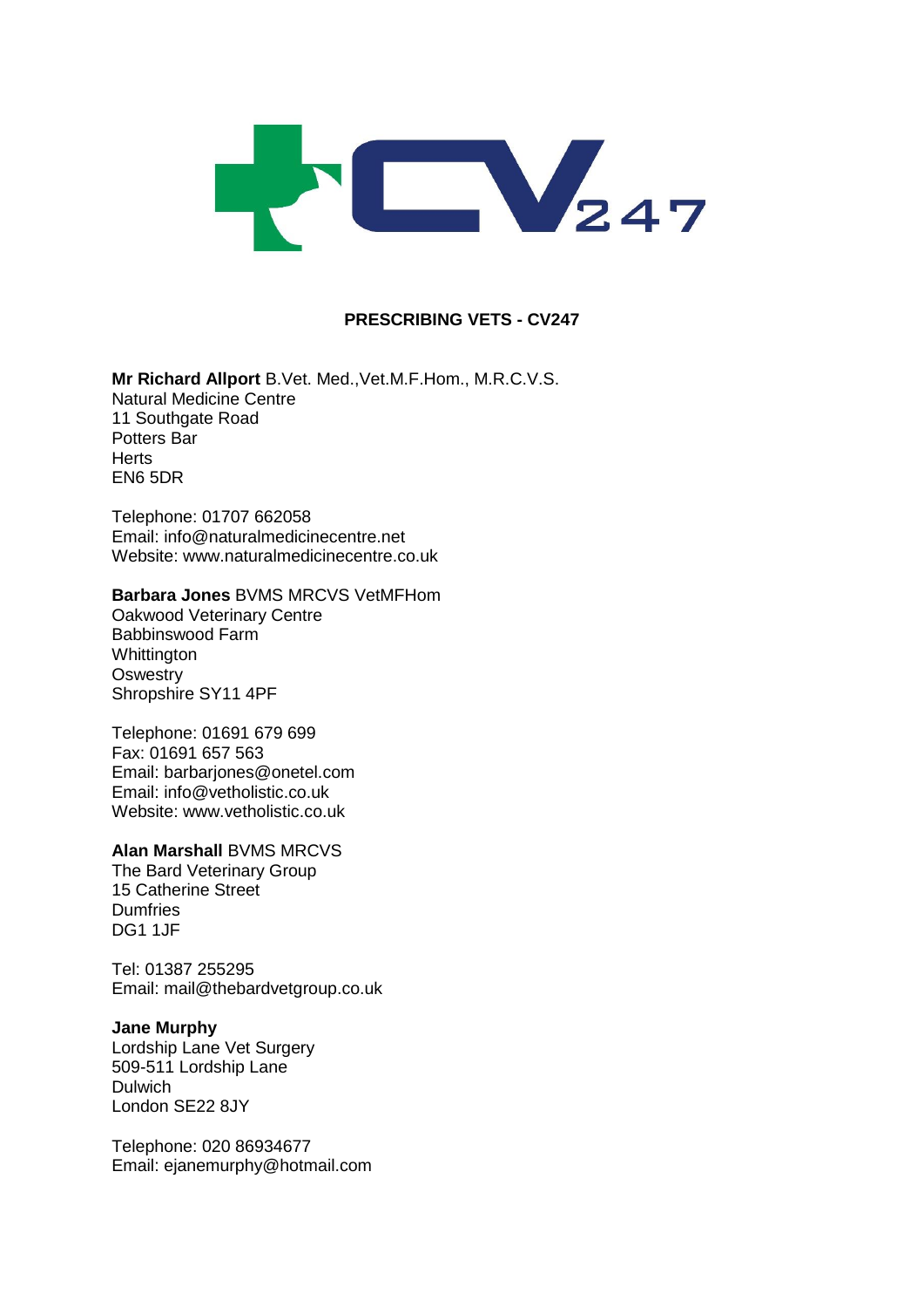# PRESCRIBING VETS - CV247

**Mr Richard Allport** B.Vet. Med.,Vet.M.F.Hom., M.R.C.V.S.
Natural Medicine Centre
11 Southgate Road
Potters Bar
Herts
EN6 5DR

Telephone: 01707 662058
Email: info@naturalmedicinecentre.net
Website: www.naturalmedicinecentre.co.uk

**Barbara Jones** BVMS MRCVS VetMFHom
Oakwood Veterinary Centre
Babbinswood Farm
Whittington
Oswestry
Shropshire SY11 4PF

Telephone: 01691 679 699
Fax: 01691 657 563
Email: barbarjones@onetel.com
Email: info@vetholistic.co.uk
Website: www.vetholistic.co.uk

**Alan Marshall** BVMS MRCVS
The Bard Veterinary Group
15 Catherine Street
Dumfries
DG1 1JF

Tel: 01387 255295
Email: mail@thebardvetgroup.co.uk

**Jane Murphy**
Lordship Lane Vet Surgery
509-511 Lordship Lane
Dulwich
London SE22 8JY

Telephone: 020 86934677
Email: ejanemurphy@hotmail.com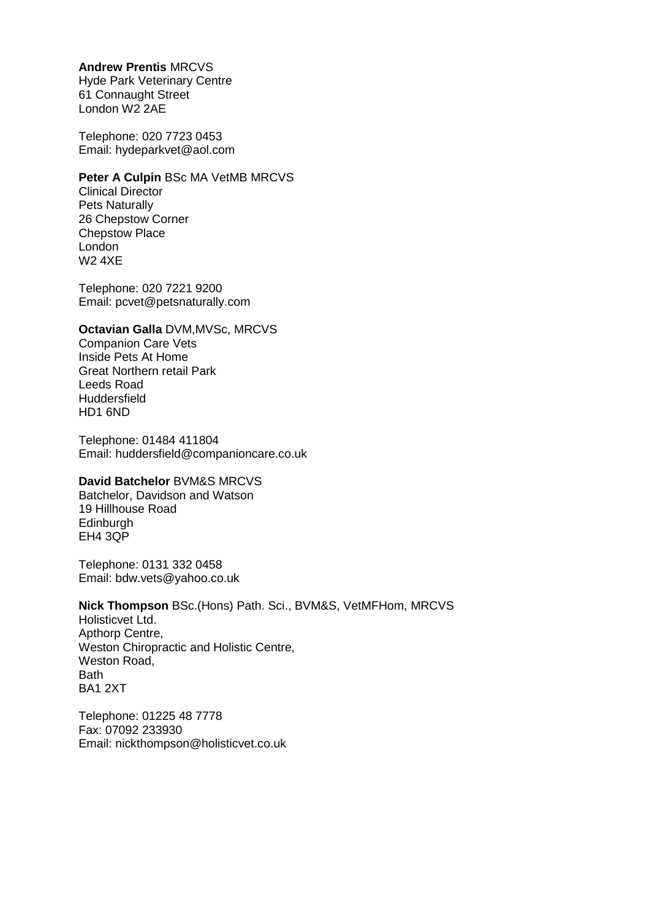**Andrew Prentis** MRCVS
Hyde Park Veterinary Centre
61 Connaught Street
London W2 2AE

Telephone: 020 7723 0453
Email: hydeparkvet@aol.com

**Peter A Culpin** BSc MA VetMB MRCVS
Clinical Director
Pets Naturally
26 Chepstow Corner
Chepstow Place
London
W2 4XE

Telephone: 020 7221 9200
Email: pcvet@petsnaturally.com

**Octavian Galla** DVM,MVSc, MRCVS
Companion Care Vets
Inside Pets At Home
Great Northern retail Park
Leeds Road
Huddersfield
HD1 6ND

Telephone: 01484 411804
Email: huddersfield@companioncare.co.uk

**David Batchelor** BVM&S MRCVS
Batchelor, Davidson and Watson
19 Hillhouse Road
Edinburgh
EH4 3QP

Telephone: 0131 332 0458
Email: bdw.vets@yahoo.co.uk

**Nick Thompson** BSc.(Hons) Path. Sci., BVM&S, VetMFHom, MRCVS
Holisticvet Ltd.
Apthorp Centre,
Weston Chiropractic and Holistic Centre,
Weston Road,
Bath
BA1 2XT

Telephone: 01225 48 7778
Fax: 07092 233930
Email: nickthompson@holisticvet.co.uk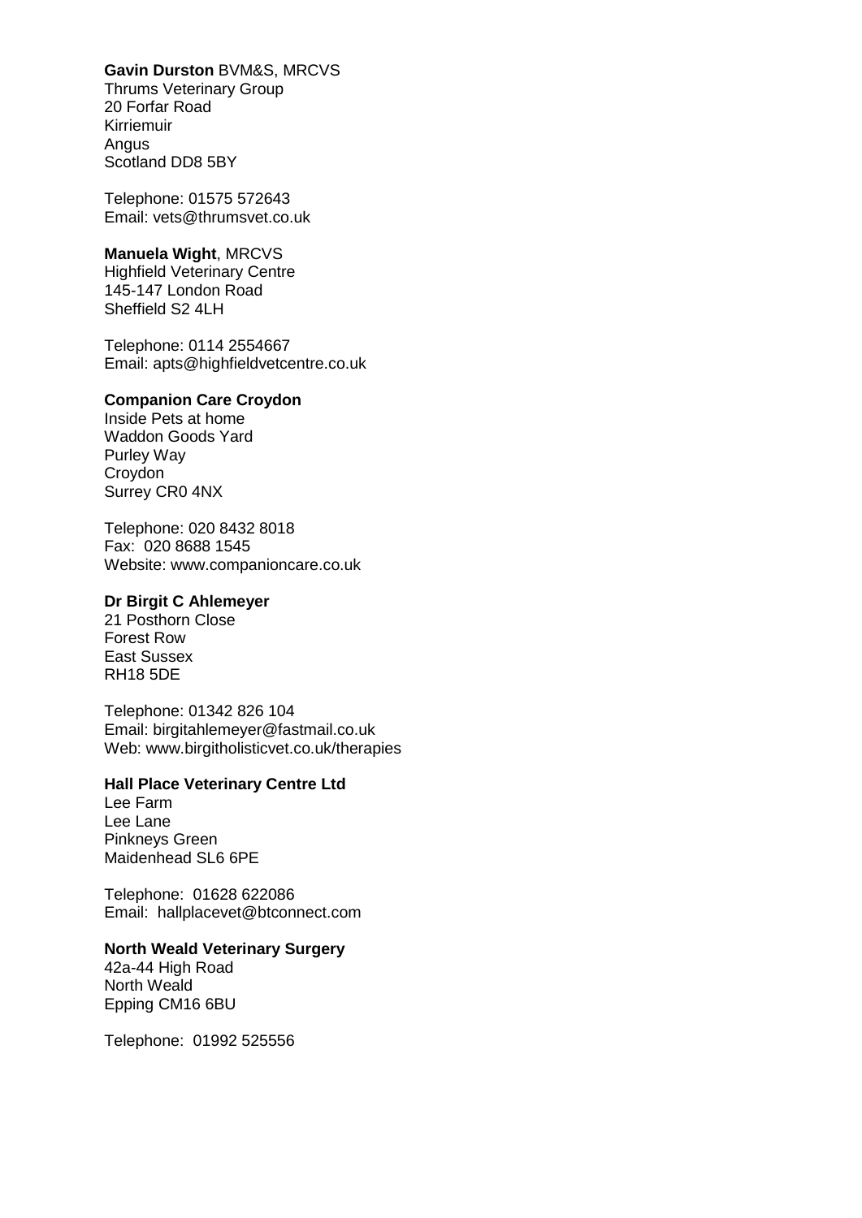**Gavin Durston** BVM&S, MRCVS
Thrums Veterinary Group
20 Forfar Road
Kirriemuir
Angus
Scotland DD8 5BY

Telephone: 01575 572643
Email: vets@thrumsvet.co.uk

**Manuela Wight**, MRCVS
Highfield Veterinary Centre
145-147 London Road
Sheffield S2 4LH

Telephone: 0114 2554667
Email: apts@highfieldvetcentre.co.uk

**Companion Care Croydon**
Inside Pets at home
Waddon Goods Yard
Purley Way
Croydon
Surrey CR0 4NX

Telephone: 020 8432 8018
Fax: 020 8688 1545
Website: www.companioncare.co.uk

**Dr Birgit C Ahlemeyer**
21 Posthorn Close
Forest Row
East Sussex
RH18 5DE

Telephone: 01342 826 104
Email: birgitahlemeyer@fastmail.co.uk
Web: www.birgitholisticvet.co.uk/therapies

**Hall Place Veterinary Centre Ltd**
Lee Farm
Lee Lane
Pinkneys Green
Maidenhead SL6 6PE

Telephone: 01628 622086
Email: hallplacevet@btconnect.com

**North Weald Veterinary Surgery**
42a-44 High Road
North Weald
Epping CM16 6BU

Telephone: 01992 525556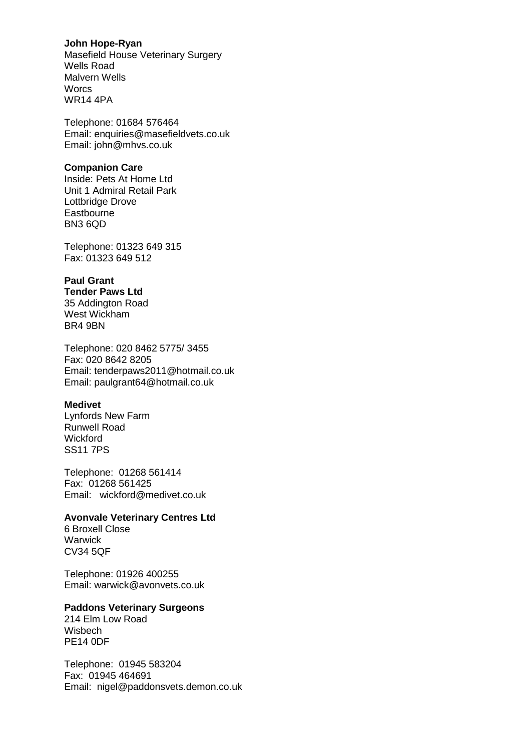**John Hope-Ryan**
Masefield House Veterinary Surgery
Wells Road
Malvern Wells
Worcs
WR14 4PA

Telephone: 01684 576464
Email: enquiries@masefieldvets.co.uk
Email: john@mhvs.co.uk

**Companion Care**
Inside: Pets At Home Ltd
Unit 1 Admiral Retail Park
Lottbridge Drove
Eastbourne
BN3 6QD

Telephone: 01323 649 315
Fax: 01323 649 512

**Paul Grant**
**Tender Paws Ltd**
35 Addington Road
West Wickham
BR4 9BN

Telephone: 020 8462 5775/ 3455
Fax: 020 8642 8205
Email: tenderpaws2011@hotmail.co.uk
Email: paulgrant64@hotmail.co.uk

**Medivet**
Lynfords New Farm
Runwell Road
Wickford
SS11 7PS

Telephone: 01268 561414
Fax: 01268 561425
Email: wickford@medivet.co.uk

**Avonvale Veterinary Centres Ltd**
6 Broxell Close
Warwick
CV34 5QF

Telephone: 01926 400255
Email: warwick@avonvets.co.uk

**Paddons Veterinary Surgeons**
214 Elm Low Road
Wisbech
PE14 0DF

Telephone: 01945 583204
Fax: 01945 464691
Email: nigel@paddonsvets.demon.co.uk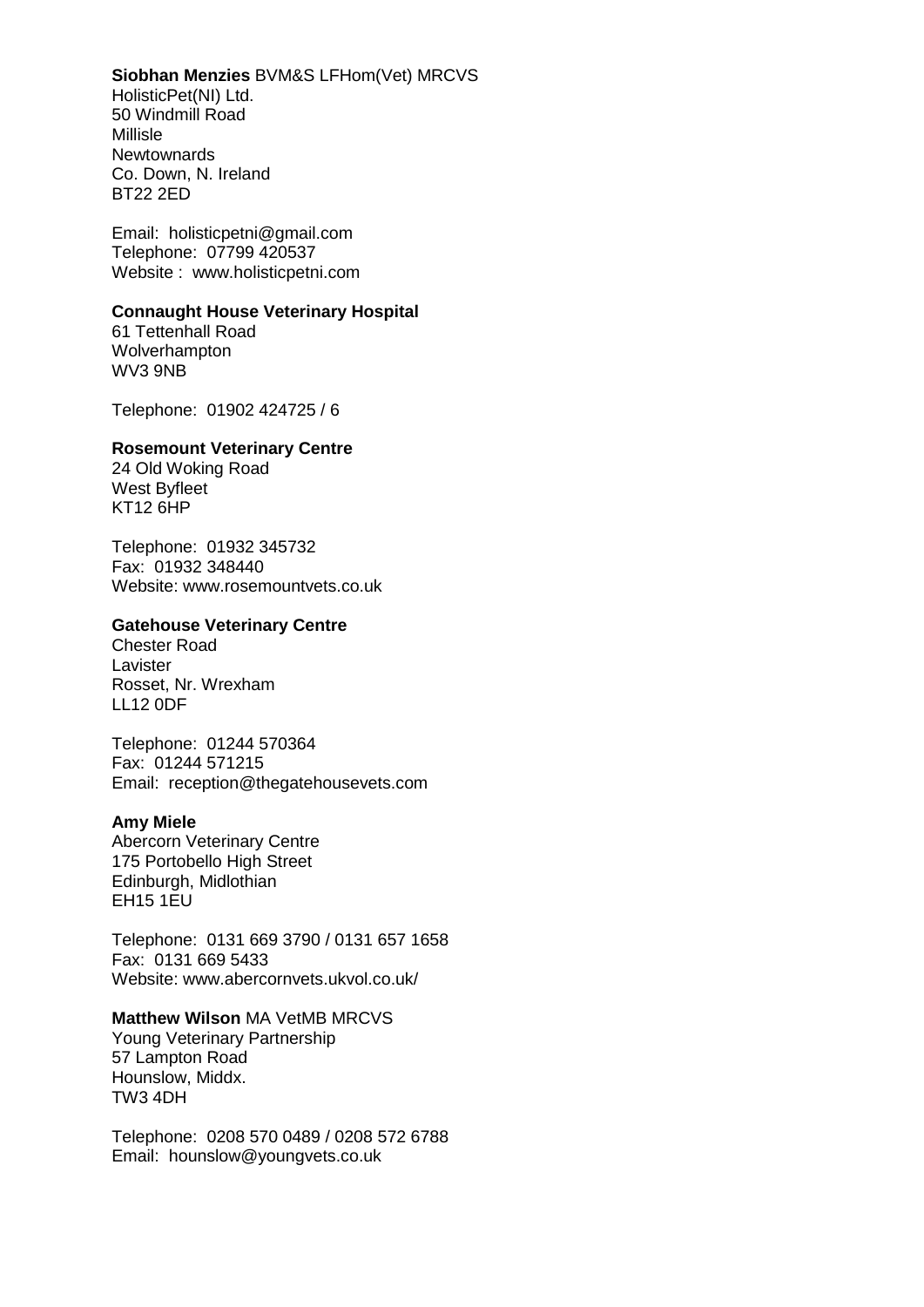**Siobhan Menzies** BVM&S LFHom(Vet) MRCVS
HolisticPet(NI) Ltd.
50 Windmill Road
Millisle
Newtownards
Co. Down, N. Ireland
BT22 2ED

Email: holisticpetni@gmail.com
Telephone: 07799 420537
Website : www.holisticpetni.com

**Connaught House Veterinary Hospital**
61 Tettenhall Road
Wolverhampton
WV3 9NB

Telephone: 01902 424725 / 6

**Rosemount Veterinary Centre**
24 Old Woking Road
West Byfleet
KT12 6HP

Telephone: 01932 345732
Fax: 01932 348440
Website: www.rosemountvets.co.uk

**Gatehouse Veterinary Centre**
Chester Road
Lavister
Rosset, Nr. Wrexham
LL12 0DF

Telephone: 01244 570364
Fax: 01244 571215
Email: reception@thegatehousevets.com

**Amy Miele**
Abercorn Veterinary Centre
175 Portobello High Street
Edinburgh, Midlothian
EH15 1EU

Telephone: 0131 669 3790 / 0131 657 1658
Fax: 0131 669 5433
Website: www.abercornvets.ukvol.co.uk/

**Matthew Wilson** MA VetMB MRCVS
Young Veterinary Partnership
57 Lampton Road
Hounslow, Middx.
TW3 4DH

Telephone: 0208 570 0489 / 0208 572 6788
Email: hounslow@youngvets.co.uk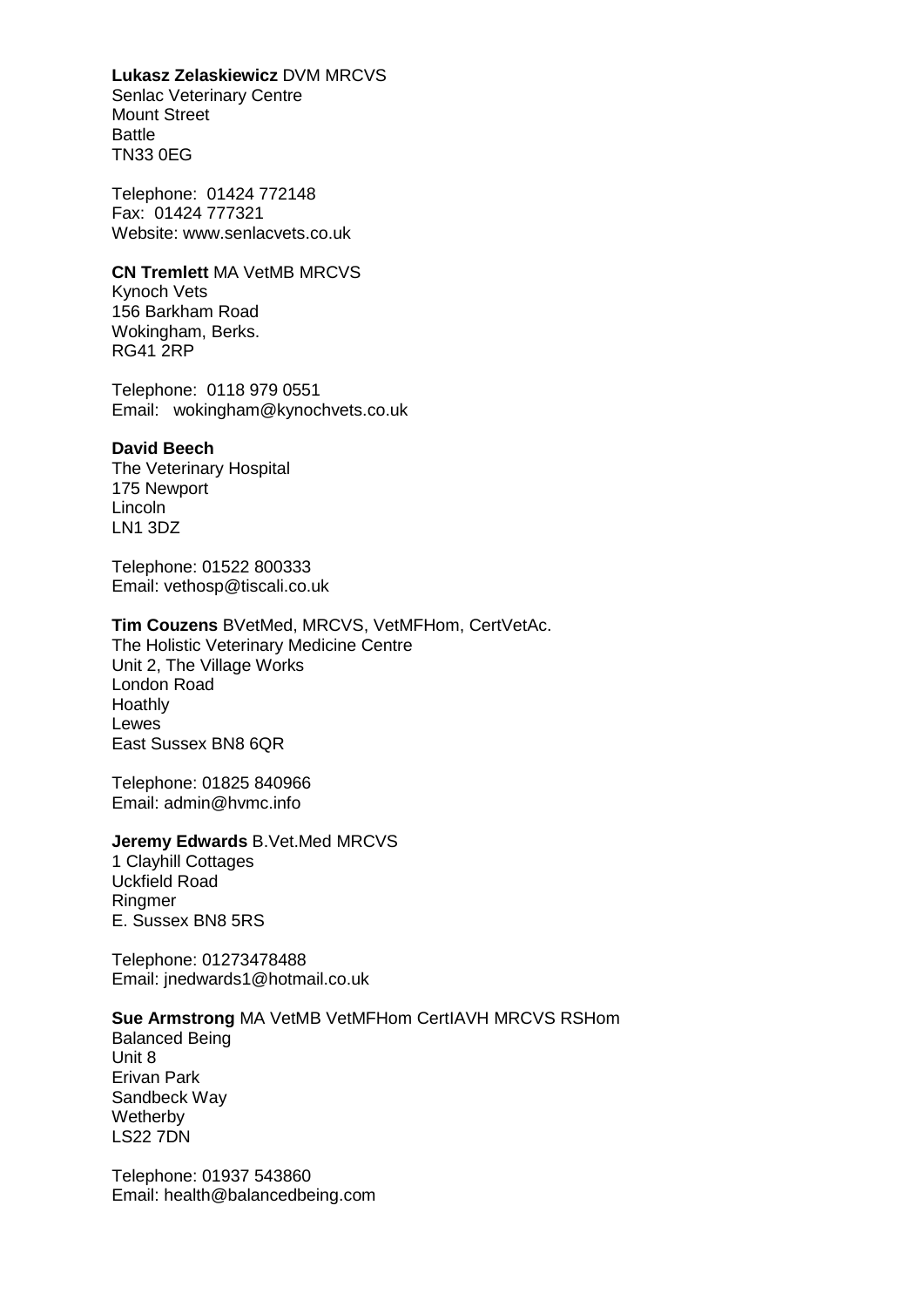**Lukasz Zelaskiewicz** DVM MRCVS
Senlac Veterinary Centre
Mount Street
Battle
TN33 0EG

Telephone: 01424 772148
Fax: 01424 777321
Website: www.senlacvets.co.uk

**CN Tremlett** MA VetMB MRCVS
Kynoch Vets
156 Barkham Road
Wokingham, Berks.
RG41 2RP

Telephone: 0118 979 0551
Email: wokingham@kynochvets.co.uk

**David Beech**
The Veterinary Hospital
175 Newport
Lincoln
LN1 3DZ

Telephone: 01522 800333
Email: vethosp@tiscali.co.uk

**Tim Couzens** BVetMed, MRCVS, VetMFHom, CertVetAc.
The Holistic Veterinary Medicine Centre
Unit 2, The Village Works
London Road
Hoathly
Lewes
East Sussex BN8 6QR

Telephone: 01825 840966
Email: admin@hvmc.info

**Jeremy Edwards** B.Vet.Med MRCVS
1 Clayhill Cottages
Uckfield Road
Ringmer
E. Sussex BN8 5RS

Telephone: 01273478488
Email: jnedwards1@hotmail.co.uk

**Sue Armstrong** MA VetMB VetMFHom CertIAVH MRCVS RSHom
Balanced Being
Unit 8
Erivan Park
Sandbeck Way
Wetherby
LS22 7DN

Telephone: 01937 543860
Email: health@balancedbeing.com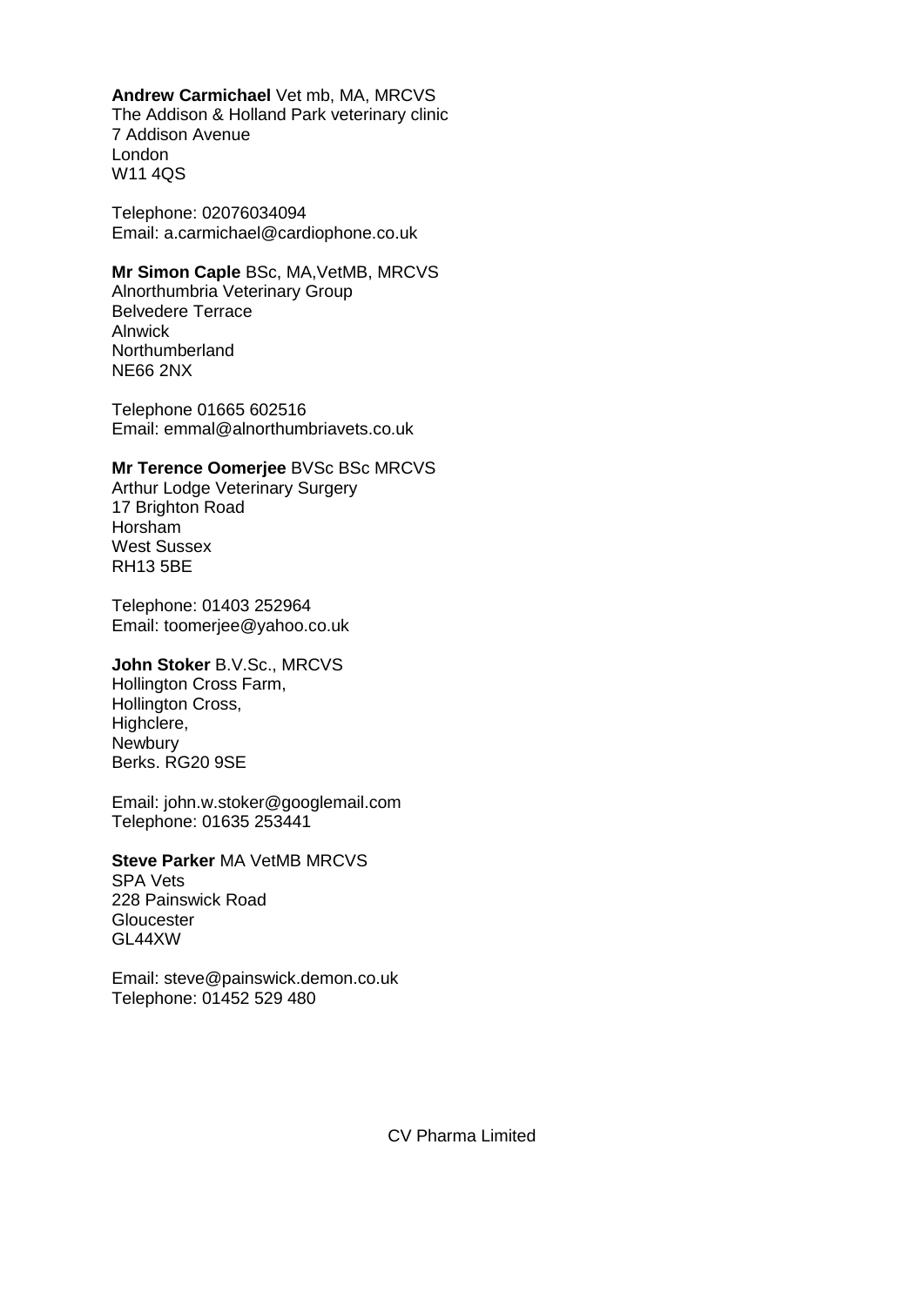**Andrew Carmichael** Vet mb, MA, MRCVS
The Addison & Holland Park veterinary clinic
7 Addison Avenue
London
W11 4QS

Telephone: 02076034094
Email: a.carmichael@cardiophone.co.uk

**Mr Simon Caple** BSc, MA,VetMB, MRCVS
Alnorthumbria Veterinary Group
Belvedere Terrace
Alnwick
Northumberland
NE66 2NX

Telephone 01665 602516
Email: emmal@alnorthumbriavets.co.uk

**Mr Terence Oomerjee** BVSc BSc MRCVS
Arthur Lodge Veterinary Surgery
17 Brighton Road
Horsham
West Sussex
RH13 5BE

Telephone: 01403 252964
Email: toomerjee@yahoo.co.uk

**John Stoker** B.V.Sc., MRCVS
Hollington Cross Farm,
Hollington Cross,
Highclere,
Newbury
Berks. RG20 9SE

Email: john.w.stoker@googlemail.com
Telephone: 01635 253441

**Steve Parker** MA VetMB MRCVS
SPA Vets
228 Painswick Road
Gloucester
GL44XW

Email: steve@painswick.demon.co.uk
Telephone: 01452 529 480

CV Pharma Limited